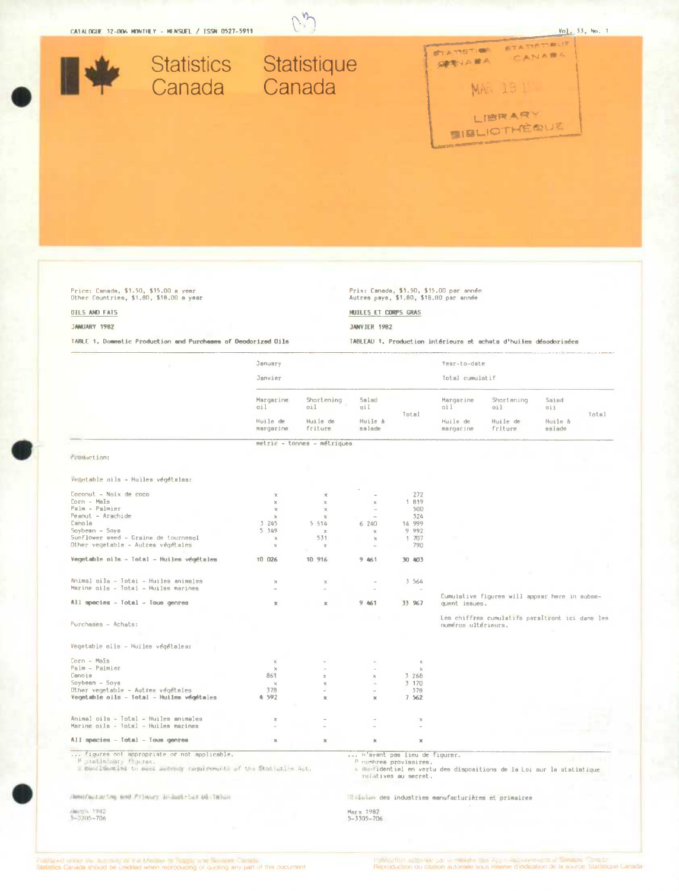CATALOGUE 32-006 MONTHLY - MENSUEL / ISSN 0527-5911

Vol. 33, No. 1

# Statistics Canada / Statistique Canada

Price: Canada, $1.50, $15.00 a year
Other Countries, $1.80, $18.00 a year

Prix: Canada, $1.50, $15.00 par année
Autres pays, $1.80, $18.00 par année

## OILS AND FATS / HUILES ET CORPS GRAS

JANUARY 1982 / JANVIER 1982

TABLE 1. Domestic Production and Purchases of Deodorized Oils

TABLEAU 1. Production intérieure et achats d'huiles désodorisées

| | January / Janvier | | | | Year-to-date / Total cumulatif | | | |
|---|---|---|---|---|---|---|---|---|
| | Margarine oil / Huile de margarine | Shortening oil / Huile de friture | Salad oil / Huile à salade | Total | Margarine oil / Huile de margarine | Shortening oil / Huile de friture | Salad oil / Huile à salade | Total |
| | metric - tonnes - métriques | | | | | | | |
| **Production:** | | | | | | | | |
| Vegetable oils - Huiles végétales: | | | | | | | | |
| Coconut - Noix de coco | x | x | - | 272 | | | | |
| Corn - Maïs | x | x | x | 1 819 | | | | |
| Palm - Palmier | x | x | - | 500 | | | | |
| Peanut - Arachide | x | x | - | 324 | | | | |
| Canola | 3 245 | 5 514 | 6 240 | 14 999 | | | | |
| Soybean - Soya | 5 349 | x | x | 9 992 | | | | |
| Sunflower seed - Graine de tournesol | x | 531 | x | 1 707 | | | | |
| Other vegetable - Autres végétales | x | x | - | 790 | | | | |
| **Vegetable oils - Total - Huiles végétales** | 10 026 | 10 916 | 9 461 | 30 403 | | | | |
| Animal oils - Total - Huiles animales | x | x | - | 3 564 | | | | |
| Marine oils - Total - Huiles marines | - | - | - | - | | | | |
| **All species - Total - Tous genres** | x | x | 9 461 | 33 967 | | | | |
| **Purchases - Achats:** | | | | | | | | |
| Vegetable oils - Huiles végétales: | | | | | | | | |
| Corn - Maïs | x | - | - | x | | | | |
| Palm - Palmier | x | - | - | x | | | | |
| Canola | 861 | x | x | 3 268 | | | | |
| Soybean - Soya | x | x | - | 3 170 | | | | |
| Other vegetable - Autres végétales | 378 | - | - | 378 | | | | |
| **Vegetable oils - Total - Huiles végétales** | 4 592 | x | x | 7 562 | | | | |
| Animal oils - Total - Huiles animales | x | - | - | x | | | | |
| Marine oils - Total - Huiles marines | - | - | - | - | | | | |
| **All species - Total - Tous genres** | x | x | x | x | | | | |

Cumulative figures will appear here in subsequent issues.

Les chiffres cumulatifs paraîtront ici dans les numéros ultérieurs.

... figures not appropriate or not applicable.
p preliminary figures.
x confidential to meet secrecy requirements of the Statistics Act.

... n'ayant pas lieu de figurer.
p nombres provisoires.
x confidentiel en vertu des dispositions de la Loi sur la statistique relatives au secret.

Manufacturing and Primary Industries Division

Division des industries manufacturières et primaires

March 1982
5-3305-706

Mars 1982
5-3305-706

Published under the authority of the Minister of Supply and Services Canada
Statistics Canada should be credited when reproducing or quoting any part of this document

Publication autorisée par le ministre des Approvisionnements et Services Canada
Reproduction ou citation autorisée sous réserve d'indication de la source: Statistique Canada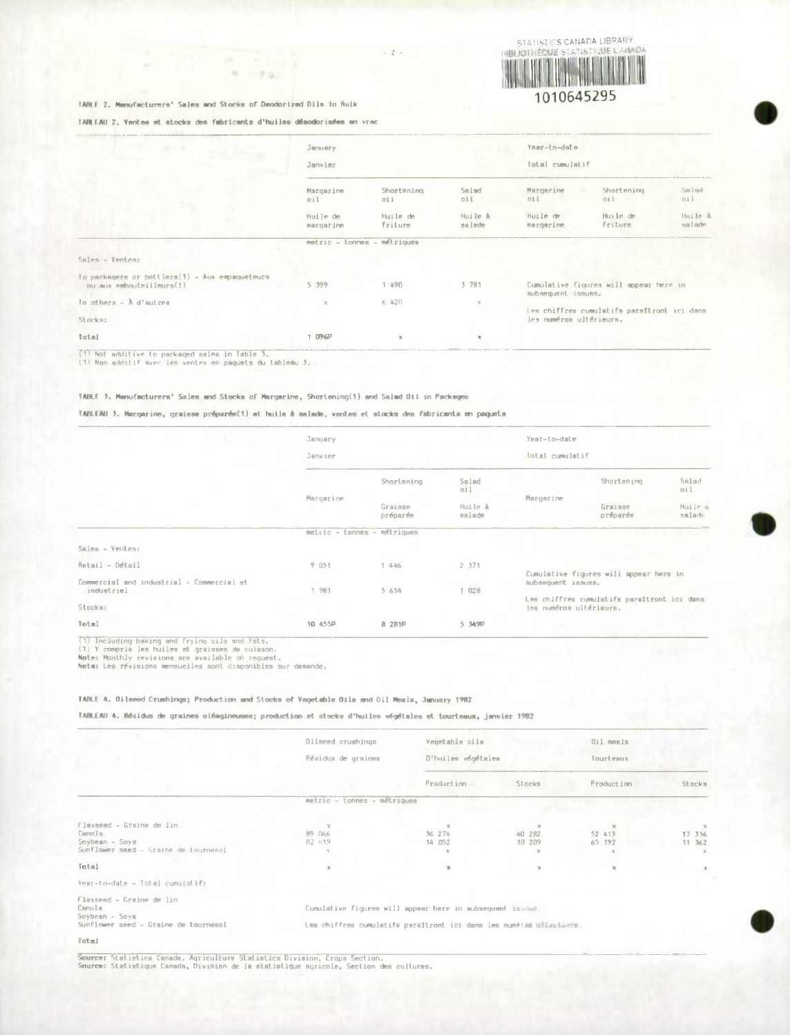TABLE 2. Manufacturers' Sales and Stocks of Deodorized Oils in Bulk

TABLEAU 2. Ventes et stocks des fabricants d'huiles désodorisées en vrac

| | January / Janvier | | | Year-to-date / Total cumulatif | | |
|---|---|---|---|---|---|---|
| | Margarine oil / Huile de margarine | Shortening oil / Huile de friture | Salad oil / Huile à salade | Margarine oil / Huile de margarine | Shortening oil / Huile de friture | Salad oil / Huile à salade |
| | metric - tonnes - métriques | | | | | |
| Sales - Ventes: | | | | | | |
| To packagers or bottlers(1) - Aux empaqueteurs ou aux embouteilleurs(1) | 5 399 | 1 490 | 3 781 | Cumulative figures will appear here in subsequent issues. | | |
| To others - À d'autres | x | 6 420 | x | Les chiffres cumulatifs paraîtront ici dans les numéros ultérieurs. | | |
| Stocks: | | | | | | |
| Total | 1 096P | x | x | | | |

(1) Not additive to packaged sales in Table 3.
(1) Non additif avec les ventes en paquets du tableau 3.

TABLE 3. Manufacturers' Sales and Stocks of Margarine, Shortening(1) and Salad Oil in Packages

TABLEAU 3. Margarine, graisse préparée(1) et huile à salade, ventes et stocks des fabricants en paquets

| | January / Janvier | | | Year-to-date / Total cumulatif | | |
|---|---|---|---|---|---|---|
| | Margarine | Shortening / Graisse préparée | Salad oil / Huile à salade | Margarine | Shortening / Graisse préparée | Salad oil / Huile à salade |
| | metric - tonnes - métriques | | | | | |
| Sales - Ventes: | | | | | | |
| Retail - Détail | 9 051 | 1 446 | 2 371 | Cumulative figures will appear here in subsequent issues. | | |
| Commercial and industrial - Commercial et industriel | 1 981 | 5 654 | 1 028 | Les chiffres cumulatifs paraîtront ici dans les numéros ultérieurs. | | |
| Stocks: | | | | | | |
| Total | 10 455P | 8 281P | 5 349P | | | |

(1) Including baking and frying oils and fats.
(1) Y compris les huiles et graisses de cuisson.
Note: Monthly revisions are available on request.
Nota: Les révisions mensuelles sont disponibles sur demande.

TABLE 4. Oilseed Crushings; Production and Stocks of Vegetable Oils and Oil Meals, January 1982

TABLEAU 4. Résidus de graines oléagineuses; production et stocks d'huiles végétales et tourteaux, janvier 1982

| | Oilseed crushings / Résidus de graines | Vegetable oils / D'huiles végétales | | Oil meals / Tourteaux | |
|---|---|---|---|---|---|
| | | Production | Stocks | Production | Stocks |
| | metric - tonnes - métriques | | | | |
| Flaxseed - Graine de lin | x | x | x | x | x |
| Canola | 89 066 | 36 274 | 40 282 | 52 413 | 17 336 |
| Soybean - Soya | 82 619 | 14 052 | 10 209 | 65 192 | 11 362 |
| Sunflower seed - Graine de tournesol | x | x | x | x | x |
| Total | x | x | x | x | x |
| Year-to-date - Total cumulatif: | | | | | |
| Flaxseed - Graine de lin | | Cumulative figures will appear here in subsequent issues. | | | |
| Canola | | | | | |
| Soybean - Soya | | | | | |
| Sunflower seed - Graine de tournesol | | Les chiffres cumulatifs paraîtront ici dans les numéros ultérieurs. | | | |
| Total | | | | | |

Source: Statistics Canada, Agriculture Statistics Division, Crops Section.
Source: Statistique Canada, Division de la statistique agricole, Section des cultures.